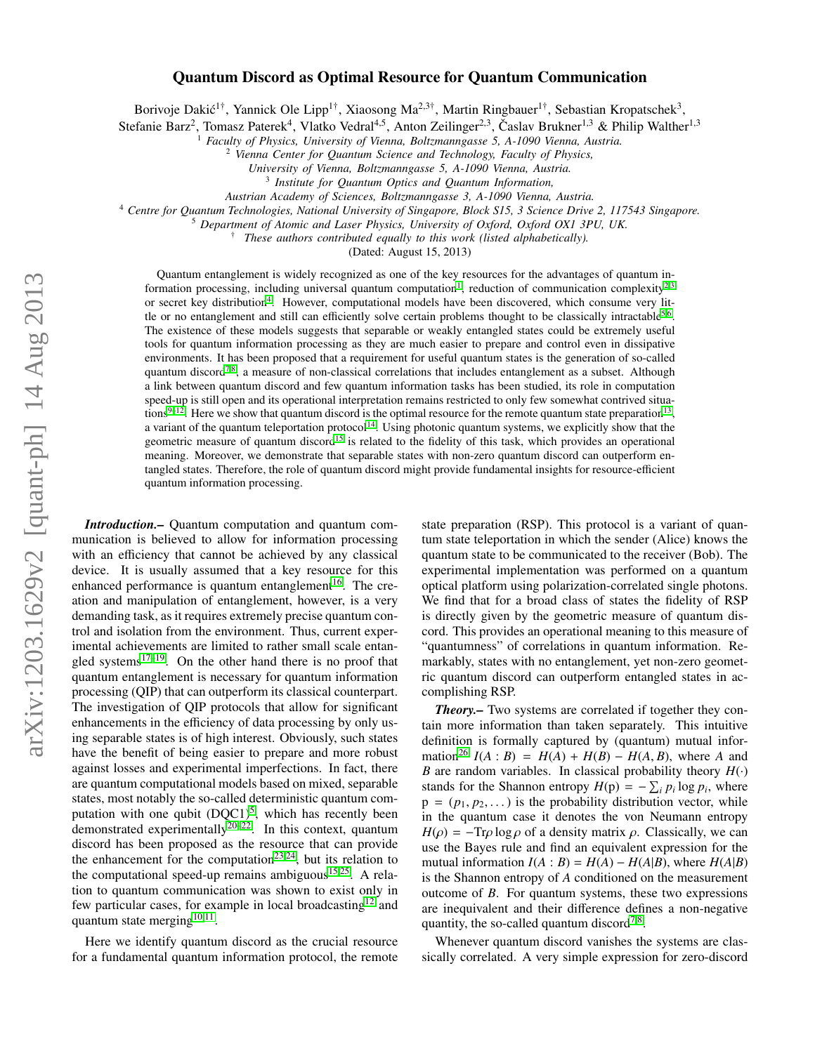# Quantum Discord as Optimal Resource for Quantum Communication

Borivoje Dakić[1†], Yannick Ole Lipp[1†], Xiaosong Ma[2,3†], Martin Ringbauer[1†], Sebastian Kropatschek[3], Stefanie Barz[2], Tomasz Paterek[4], Vlatko Vedral[4,5], Anton Zeilinger[2,3], Časlav Brukner[1,3] & Philip Walther[1,3]

[1] *Faculty of Physics, University of Vienna, Boltzmanngasse 5, A-1090 Vienna, Austria.*
[2] *Vienna Center for Quantum Science and Technology, Faculty of Physics, University of Vienna, Boltzmanngasse 5, A-1090 Vienna, Austria.*
[3] *Institute for Quantum Optics and Quantum Information, Austrian Academy of Sciences, Boltzmanngasse 3, A-1090 Vienna, Austria.*
[4] *Centre for Quantum Technologies, National University of Singapore, Block S15, 3 Science Drive 2, 117543 Singapore.*
[5] *Department of Atomic and Laser Physics, University of Oxford, Oxford OX1 3PU, UK.*
[†] *These authors contributed equally to this work (listed alphabetically).*

(Dated: August 15, 2013)

Quantum entanglement is widely recognized as one of the key resources for the advantages of quantum information processing, including universal quantum computation[1], reduction of communication complexity[2,3] or secret key distribution[4]. However, computational models have been discovered, which consume very little or no entanglement and still can efficiently solve certain problems thought to be classically intractable[5,6]. The existence of these models suggests that separable or weakly entangled states could be extremely useful tools for quantum information processing as they are much easier to prepare and control even in dissipative environments. It has been proposed that a requirement for useful quantum states is the generation of so-called quantum discord[7,8], a measure of non-classical correlations that includes entanglement as a subset. Although a link between quantum discord and few quantum information tasks has been studied, its role in computation speed-up is still open and its operational interpretation remains restricted to only few somewhat contrived situations[9–12]. Here we show that quantum discord is the optimal resource for the remote quantum state preparation[13], a variant of the quantum teleportation protocol[14]. Using photonic quantum systems, we explicitly show that the geometric measure of quantum discord[15] is related to the fidelity of this task, which provides an operational meaning. Moreover, we demonstrate that separable states with non-zero quantum discord can outperform entangled states. Therefore, the role of quantum discord might provide fundamental insights for resource-efficient quantum information processing.

***Introduction.–*** Quantum computation and quantum communication is believed to allow for information processing with an efficiency that cannot be achieved by any classical device. It is usually assumed that a key resource for this enhanced performance is quantum entanglement[16]. The creation and manipulation of entanglement, however, is a very demanding task, as it requires extremely precise quantum control and isolation from the environment. Thus, current experimental achievements are limited to rather small scale entangled systems[17–19]. On the other hand there is no proof that quantum entanglement is necessary for quantum information processing (QIP) that can outperform its classical counterpart. The investigation of QIP protocols that allow for significant enhancements in the efficiency of data processing by only using separable states is of high interest. Obviously, such states have the benefit of being easier to prepare and more robust against losses and experimental imperfections. In fact, there are quantum computational models based on mixed, separable states, most notably the so-called deterministic quantum computation with one qubit (DQC1)[5], which has recently been demonstrated experimentally[20–22]. In this context, quantum discord has been proposed as the resource that can provide the enhancement for the computation[23,24], but its relation to the computational speed-up remains ambiguous[15,25]. A relation to quantum communication was shown to exist only in few particular cases, for example in local broadcasting[12] and quantum state merging[10,11].

Here we identify quantum discord as the crucial resource for a fundamental quantum information protocol, the remote state preparation (RSP). This protocol is a variant of quantum state teleportation in which the sender (Alice) knows the quantum state to be communicated to the receiver (Bob). The experimental implementation was performed on a quantum optical platform using polarization-correlated single photons. We find that for a broad class of states the fidelity of RSP is directly given by the geometric measure of quantum discord. This provides an operational meaning to this measure of "quantumness" of correlations in quantum information. Remarkably, states with no entanglement, yet non-zero geometric quantum discord can outperform entangled states in accomplishing RSP.

***Theory.–*** Two systems are correlated if together they contain more information than taken separately. This intuitive definition is formally captured by (quantum) mutual information[26] $I(A:B) = H(A) + H(B) - H(A,B)$, where $A$ and $B$ are random variables. In classical probability theory $H(\cdot)$ stands for the Shannon entropy $H(\mathrm{p}) = -\sum_i p_i \log p_i$, where $\mathrm{p} = (p_1, p_2, \dots)$ is the probability distribution vector, while in the quantum case it denotes the von Neumann entropy $H(\rho) = -\mathrm{Tr}\rho \log \rho$ of a density matrix $\rho$. Classically, we can use the Bayes rule and find an equivalent expression for the mutual information $I(A:B) = H(A) - H(A|B)$, where $H(A|B)$ is the Shannon entropy of $A$ conditioned on the measurement outcome of $B$. For quantum systems, these two expressions are inequivalent and their difference defines a non-negative quantity, the so-called quantum discord[7,8].

Whenever quantum discord vanishes the systems are classically correlated. A very simple expression for zero-discord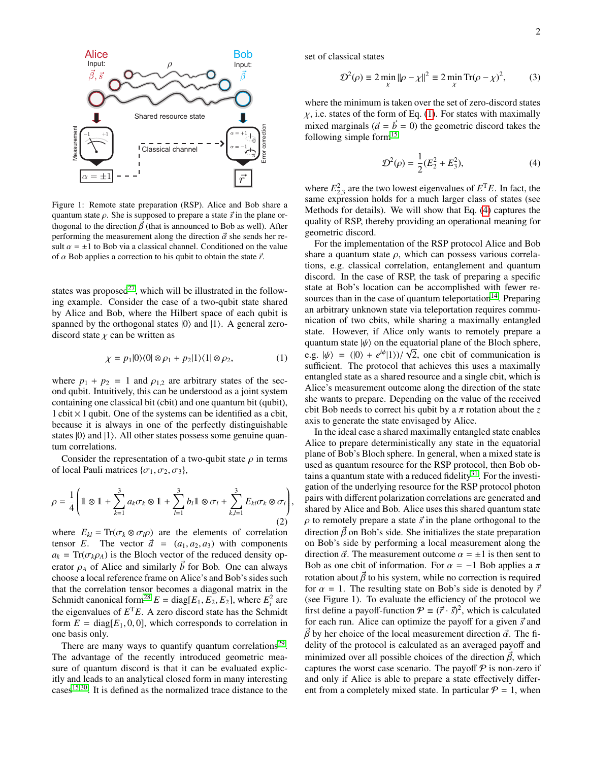Figure 1: Remote state preparation (RSP). Alice and Bob share a quantum state $\rho$. She is supposed to prepare a state $\vec{s}$ in the plane orthogonal to the direction $\vec{\beta}$ (that is announced to Bob as well). After performing the measurement along the direction $\vec{a}$ she sends her result $\alpha = \pm 1$ to Bob via a classical channel. Conditioned on the value of $\alpha$ Bob applies a correction to his qubit to obtain the state $\vec{r}$.

states was proposed[27], which will be illustrated in the following example. Consider the case of a two-qubit state shared by Alice and Bob, where the Hilbert space of each qubit is spanned by the orthogonal states $|0\rangle$ and $|1\rangle$. A general zero-discord state $\chi$ can be written as

$$\chi = p_1 |0\rangle\langle 0| \otimes \rho_1 + p_2 |1\rangle\langle 1| \otimes \rho_2, \tag{1}$$

where $p_1 + p_2 = 1$ and $\rho_{1,2}$ are arbitrary states of the second qubit. Intuitively, this can be understood as a joint system containing one classical bit (cbit) and one quantum bit (qubit), 1 cbit × 1 qubit. One of the systems can be identified as a cbit, because it is always in one of the perfectly distinguishable states $|0\rangle$ and $|1\rangle$. All other states possess some genuine quantum correlations.

Consider the representation of a two-qubit state $\rho$ in terms of local Pauli matrices $\{\sigma_1, \sigma_2, \sigma_3\}$,

$$\rho = \frac{1}{4}\left( \mathbb{1} \otimes \mathbb{1} + \sum_{k=1}^{3} a_k \sigma_k \otimes \mathbb{1} + \sum_{l=1}^{3} b_l \mathbb{1} \otimes \sigma_l + \sum_{k,l=1}^{3} E_{kl} \sigma_k \otimes \sigma_l \right), \tag{2}$$

where $E_{kl} = \mathrm{Tr}(\sigma_k \otimes \sigma_l \rho)$ are the elements of correlation tensor $E$. The vector $\vec{a} = (a_1, a_2, a_3)$ with components $a_k = \mathrm{Tr}(\sigma_k \rho_A)$ is the Bloch vector of the reduced density operator $\rho_A$ of Alice and similarly $\vec{b}$ for Bob. One can always choose a local reference frame on Alice's and Bob's sides such that the correlation tensor becomes a diagonal matrix in the Schmidt canonical form[28] $E = \mathrm{diag}[E_1, E_2, E_2]$, where $E_i^2$ are the eigenvalues of $E^{\mathrm{T}}E$. A zero discord state has the Schmidt form $E = \mathrm{diag}[E_1, 0, 0]$, which corresponds to correlation in one basis only.

There are many ways to quantify quantum correlations[29]. The advantage of the recently introduced geometric measure of quantum discord is that it can be evaluated explicitly and leads to an analytical closed form in many interesting cases[15,30]. It is defined as the normalized trace distance to the set of classical states

$$\mathcal{D}^2(\rho) \equiv 2 \min_{\chi} \|\rho - \chi\|^2 \equiv 2 \min_{\chi} \mathrm{Tr}(\rho - \chi)^2, \tag{3}$$

where the minimum is taken over the set of zero-discord states $\chi$, i.e. states of the form of Eq. (1). For states with maximally mixed marginals ($\vec{a} = \vec{b} = 0$) the geometric discord takes the following simple form[15]

$$\mathcal{D}^2(\rho) = \frac{1}{2}(E_2^2 + E_3^2), \tag{4}$$

where $E_{2,3}^2$ are the two lowest eigenvalues of $E^{\mathrm{T}}E$. In fact, the same expression holds for a much larger class of states (see Methods for details). We will show that Eq. (4) captures the quality of RSP, thereby providing an operational meaning for geometric discord.

For the implementation of the RSP protocol Alice and Bob share a quantum state $\rho$, which can possess various correlations, e.g. classical correlation, entanglement and quantum discord. In the case of RSP, the task of preparing a specific state at Bob's location can be accomplished with fewer resources than in the case of quantum teleportation[14]. Preparing an arbitrary unknown state via teleportation requires communication of two cbits, while sharing a maximally entangled state. However, if Alice only wants to remotely prepare a quantum state $|\psi\rangle$ on the equatorial plane of the Bloch sphere, e.g. $|\psi\rangle = (|0\rangle + e^{i\phi}|1\rangle)/\sqrt{2}$, one cbit of communication is sufficient. The protocol that achieves this uses a maximally entangled state as a shared resource and a single cbit, which is Alice's measurement outcome along the direction of the state she wants to prepare. Depending on the value of the received cbit Bob needs to correct his qubit by a $\pi$ rotation about the $z$ axis to generate the state envisaged by Alice.

In the ideal case a shared maximally entangled state enables Alice to prepare deterministically any state in the equatorial plane of Bob's Bloch sphere. In general, when a mixed state is used as quantum resource for the RSP protocol, then Bob obtains a quantum state with a reduced fidelity[31]. For the investigation of the underlying resource for the RSP protocol photon pairs with different polarization correlations are generated and shared by Alice and Bob. Alice uses this shared quantum state $\rho$ to remotely prepare a state $\vec{s}$ in the plane orthogonal to the direction $\vec{\beta}$ on Bob's side. She initializes the state preparation on Bob's side by performing a local measurement along the direction $\vec{a}$. The measurement outcome $\alpha = \pm 1$ is then sent to Bob as one cbit of information. For $\alpha = -1$ Bob applies a $\pi$ rotation about $\vec{\beta}$ to his system, while no correction is required for $\alpha = 1$. The resulting state on Bob's side is denoted by $\vec{r}$ (see Figure 1). To evaluate the efficiency of the protocol we first define a payoff-function $\mathcal{P} \equiv (\vec{r} \cdot \vec{s})^2$, which is calculated for each run. Alice can optimize the payoff for a given $\vec{s}$ and $\vec{\beta}$ by her choice of the local measurement direction $\vec{a}$. The fidelity of the protocol is calculated as an averaged payoff and minimized over all possible choices of the direction $\vec{\beta}$, which captures the worst case scenario. The payoff $\mathcal{P}$ is non-zero if and only if Alice is able to prepare a state effectively different from a completely mixed state. In particular $\mathcal{P} = 1$, when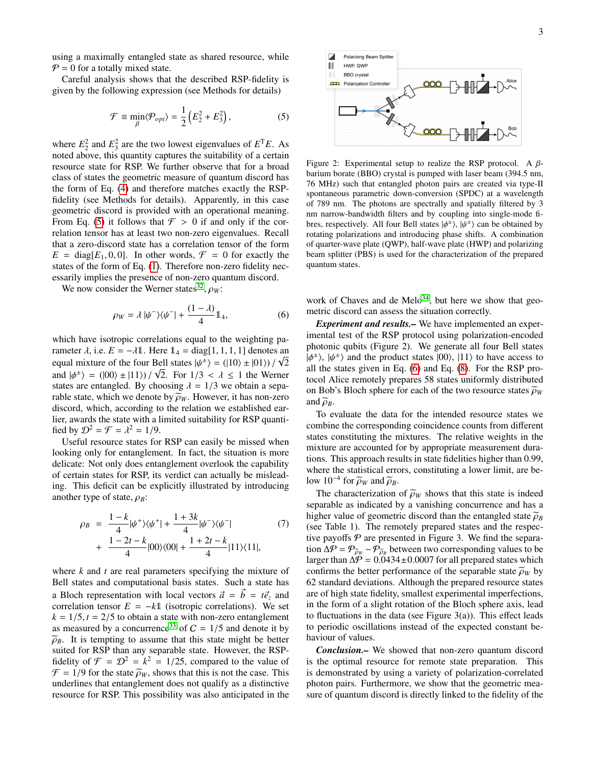using a maximally entangled state as shared resource, while $\mathcal{P} = 0$ for a totally mixed state.

Careful analysis shows that the described RSP-fidelity is given by the following expression (see Methods for details)

$$\mathcal{F} \equiv \min_{\beta} \langle \mathcal{P}_{opt} \rangle = \frac{1}{2}\left(E_2^2 + E_3^2\right), \tag{5}$$

where $E_2^2$ and $E_3^2$ are the two lowest eigenvalues of $E^{\mathrm{T}}E$. As noted above, this quantity captures the suitability of a certain resource state for RSP. We further observe that for a broad class of states the geometric measure of quantum discord has the form of Eq. (4) and therefore matches exactly the RSP-fidelity (see Methods for details). Apparently, in this case geometric discord is provided with an operational meaning. From Eq. (5) it follows that $\mathcal{F} > 0$ if and only if the correlation tensor has at least two non-zero eigenvalues. Recall that a zero-discord state has a correlation tensor of the form $E = \mathrm{diag}[E_1, 0, 0]$. In other words, $\mathcal{F} = 0$ for exactly the states of the form of Eq. (1). Therefore non-zero fidelity necessarily implies the presence of non-zero quantum discord.

We now consider the Werner states[32], $\rho_W$:

$$\rho_W = \lambda\, |\psi^-\rangle\langle\psi^-| + \frac{(1-\lambda)}{4}\mathbb{1}_4, \tag{6}$$

which have isotropic correlations equal to the weighting parameter $\lambda$, i.e. $E = -\lambda\mathbb{1}$. Here $\mathbb{1}_4 = \mathrm{diag}[1,1,1,1]$ denotes an equal mixture of the four Bell states $|\psi^\pm\rangle = (|10\rangle \pm |01\rangle)/\sqrt{2}$ and $|\phi^\pm\rangle = (|00\rangle \pm |11\rangle)/\sqrt{2}$. For $1/3 < \lambda \leq 1$ the Werner states are entangled. By choosing $\lambda = 1/3$ we obtain a separable state, which we denote by $\widetilde{\rho}_W$. However, it has non-zero discord, which, according to the relation we established earlier, awards the state with a limited suitability for RSP quantified by $\mathcal{D}^2 = \mathcal{F} = \lambda^2 = 1/9$.

Useful resource states for RSP can easily be missed when looking only for entanglement. In fact, the situation is more delicate: Not only does entanglement overlook the capability of certain states for RSP, its verdict can actually be misleading. This deficit can be explicitly illustrated by introducing another type of state, $\rho_B$:

$$\begin{aligned}\rho_B \;=\; & \frac{1-k}{4}|\psi^+\rangle\langle\psi^+| + \frac{1+3k}{4}|\psi^-\rangle\langle\psi^-| \\ & + \frac{1-2t-k}{4}|00\rangle\langle 00| + \frac{1+2t-k}{4}|11\rangle\langle 11|,\end{aligned} \tag{7}$$

where $k$ and $t$ are real parameters specifying the mixture of Bell states and computational basis states. Such a state has a Bloch representation with local vectors $\vec{a} = \vec{b} = t\vec{e}_z$ and correlation tensor $E = -k\mathbb{1}$ (isotropic correlations). We set $k = 1/5, t = 2/5$ to obtain a state with non-zero entanglement as measured by a concurrence[33] of $C = 1/5$ and denote it by $\widetilde{\rho}_B$. It is tempting to assume that this state might be better suited for RSP than any separable state. However, the RSP-fidelity of $\mathcal{F} = \mathcal{D}^2 = k^2 = 1/25$, compared to the value of $\mathcal{F} = 1/9$ for the state $\widetilde{\rho}_W$, shows that this is not the case. This underlines that entanglement does not qualify as a distinctive resource for RSP. This possibility was also anticipated in the work of Chaves and de Melo[34], but here we show that geometric discord can assess the situation correctly.

Figure 2: Experimental setup to realize the RSP protocol. A $\beta$-barium borate (BBO) crystal is pumped with laser beam (394.5 nm, 76 MHz) such that entangled photon pairs are created via type-II spontaneous parametric down-conversion (SPDC) at a wavelength of 789 nm. The photons are spectrally and spatially filtered by 3 nm narrow-bandwidth filters and by coupling into single-mode fibres, respectively. All four Bell states $|\phi^\pm\rangle$, $|\psi^\pm\rangle$ can be obtained by rotating polarizations and introducing phase shifts. A combination of quarter-wave plate (QWP), half-wave plate (HWP) and polarizing beam splitter (PBS) is used for the characterization of the prepared quantum states.

***Experiment and results.–*** We have implemented an experimental test of the RSP protocol using polarization-encoded photonic qubits (Figure 2). We generate all four Bell states $|\phi^\pm\rangle$, $|\psi^\pm\rangle$ and the product states $|00\rangle$, $|11\rangle$ to have access to all the states given in Eq. (6) and Eq. (8). For the RSP protocol Alice remotely prepares 58 states uniformly distributed on Bob's Bloch sphere for each of the two resource states $\widetilde{\rho}_W$ and $\widetilde{\rho}_B$.

To evaluate the data for the intended resource states we combine the corresponding coincidence counts from different states constituting the mixtures. The relative weights in the mixture are accounted for by appropriate measurement durations. This approach results in state fidelities higher than 0.99, where the statistical errors, constituting a lower limit, are below $10^{-4}$ for $\widetilde{\rho}_W$ and $\widetilde{\rho}_B$.

The characterization of $\widetilde{\rho}_W$ shows that this state is indeed separable as indicated by a vanishing concurrence and has a higher value of geometric discord than the entangled state $\widetilde{\rho}_B$ (see Table 1). The remotely prepared states and the respective payoffs $\mathcal{P}$ are presented in Figure 3. We find the separation $\Delta\mathcal{P} = \mathcal{P}_{\widetilde{\rho}_W} - \mathcal{P}_{\widetilde{\rho}_B}$ between two corresponding values to be larger than $\Delta\mathcal{P} = 0.0434 \pm 0.0007$ for all prepared states which confirms the better performance of the separable state $\widetilde{\rho}_W$ by 62 standard deviations. Although the prepared resource states are of high state fidelity, smallest experimental imperfections, in the form of a slight rotation of the Bloch sphere axis, lead to fluctuations in the data (see Figure 3(a)). This effect leads to periodic oscillations instead of the expected constant behaviour of values.

***Conclusion.–*** We showed that non-zero quantum discord is the optimal resource for remote state preparation. This is demonstrated by using a variety of polarization-correlated photon pairs. Furthermore, we show that the geometric measure of quantum discord is directly linked to the fidelity of the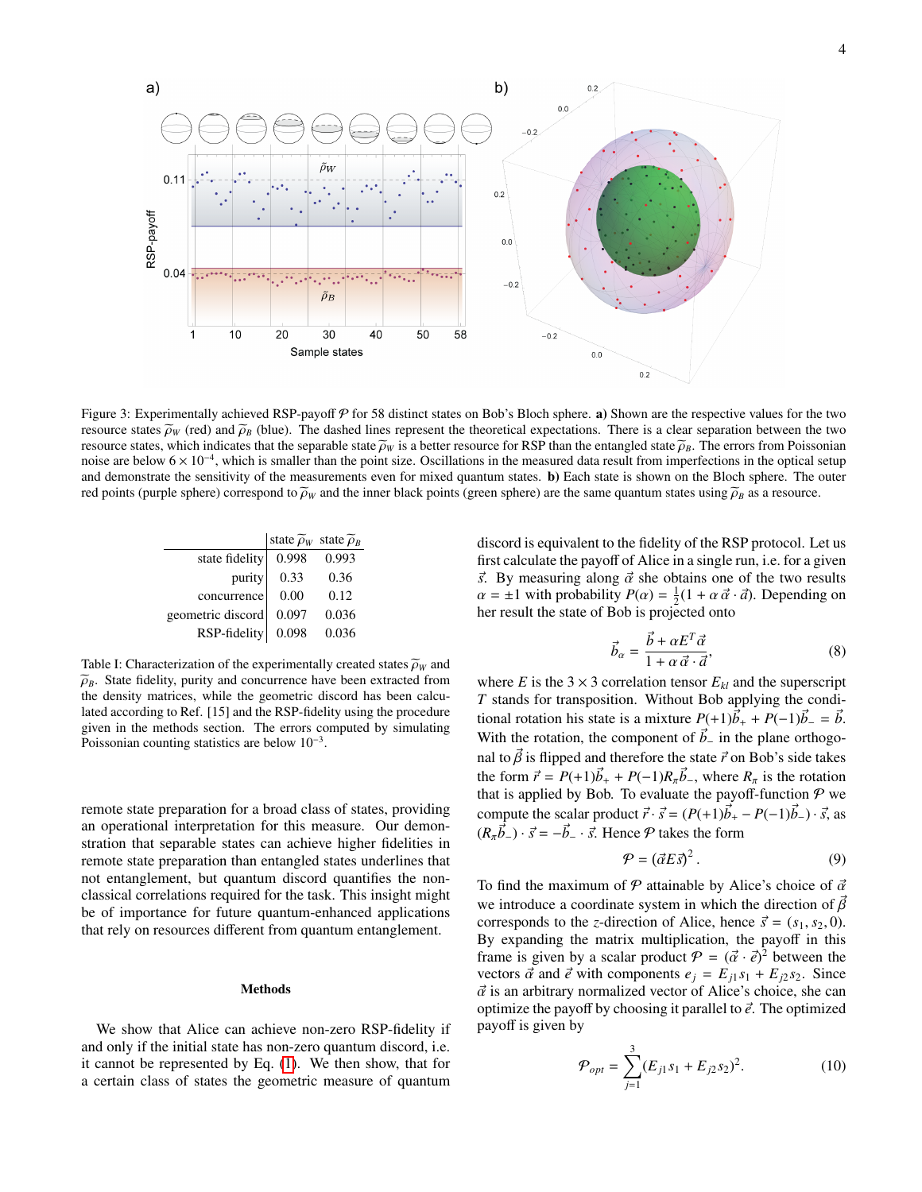Figure 3: Experimentally achieved RSP-payoff $\mathcal{P}$ for 58 distinct states on Bob's Bloch sphere. **a)** Shown are the respective values for the two resource states $\widetilde{\rho}_W$ (red) and $\widetilde{\rho}_B$ (blue). The dashed lines represent the theoretical expectations. There is a clear separation between the two resource states, which indicates that the separable state $\widetilde{\rho}_W$ is a better resource for RSP than the entangled state $\widetilde{\rho}_B$. The errors from Poissonian noise are below $6 \times 10^{-4}$, which is smaller than the point size. Oscillations in the measured data result from imperfections in the optical setup and demonstrate the sensitivity of the measurements even for mixed quantum states. **b)** Each state is shown on the Bloch sphere. The outer red points (purple sphere) correspond to $\widetilde{\rho}_W$ and the inner black points (green sphere) are the same quantum states using $\widetilde{\rho}_B$ as a resource.

| | state $\widetilde{\rho}_W$ | state $\widetilde{\rho}_B$ |
|---|---|---|
| state fidelity | 0.998 | 0.993 |
| purity | 0.33 | 0.36 |
| concurrence | 0.00 | 0.12 |
| geometric discord | 0.097 | 0.036 |
| RSP-fidelity | 0.098 | 0.036 |

Table I: Characterization of the experimentally created states $\widetilde{\rho}_W$ and $\widetilde{\rho}_B$. State fidelity, purity and concurrence have been extracted from the density matrices, while the geometric discord has been calculated according to Ref. [15] and the RSP-fidelity using the procedure given in the methods section. The errors computed by simulating Poissonian counting statistics are below $10^{-3}$.

remote state preparation for a broad class of states, providing an operational interpretation for this measure. Our demonstration that separable states can achieve higher fidelities in remote state preparation than entangled states underlines that not entanglement, but quantum discord quantifies the non-classical correlations required for the task. This insight might be of importance for future quantum-enhanced applications that rely on resources different from quantum entanglement.

## Methods

We show that Alice can achieve non-zero RSP-fidelity if and only if the initial state has non-zero quantum discord, i.e. it cannot be represented by Eq. (1). We then show, that for a certain class of states the geometric measure of quantum discord is equivalent to the fidelity of the RSP protocol. Let us first calculate the payoff of Alice in a single run, i.e. for a given $\vec{s}$. By measuring along $\vec{\alpha}$ she obtains one of the two results $\alpha = \pm 1$ with probability $P(\alpha) = \frac{1}{2}(1 + \alpha\, \vec{\alpha} \cdot \vec{a})$. Depending on her result the state of Bob is projected onto

$$\vec{b}_\alpha = \frac{\vec{b} + \alpha E^T \vec{\alpha}}{1 + \alpha\, \vec{\alpha} \cdot \vec{a}}, \tag{8}$$

where $E$ is the $3 \times 3$ correlation tensor $E_{kl}$ and the superscript $T$ stands for transposition. Without Bob applying the conditional rotation his state is a mixture $P(+1)\vec{b}_+ + P(-1)\vec{b}_- = \vec{b}$. With the rotation, the component of $\vec{b}_-$ in the plane orthogonal to $\vec{\beta}$ is flipped and therefore the state $\vec{r}$ on Bob's side takes the form $\vec{r} = P(+1)\vec{b}_+ + P(-1)R_\pi \vec{b}_-$, where $R_\pi$ is the rotation that is applied by Bob. To evaluate the payoff-function $\mathcal{P}$ we compute the scalar product $\vec{r} \cdot \vec{s} = (P(+1)\vec{b}_+ - P(-1)\vec{b}_-) \cdot \vec{s}$, as $(R_\pi \vec{b}_-) \cdot \vec{s} = -\vec{b}_- \cdot \vec{s}$. Hence $\mathcal{P}$ takes the form

$$\mathcal{P} = (\vec{\alpha} E \vec{s})^2 \,. \tag{9}$$

To find the maximum of $\mathcal{P}$ attainable by Alice's choice of $\vec{\alpha}$ we introduce a coordinate system in which the direction of $\vec{\beta}$ corresponds to the $z$-direction of Alice, hence $\vec{s} = (s_1, s_2, 0)$. By expanding the matrix multiplication, the payoff in this frame is given by a scalar product $\mathcal{P} = (\vec{\alpha} \cdot \vec{e})^2$ between the vectors $\vec{\alpha}$ and $\vec{e}$ with components $e_j = E_{j1}s_1 + E_{j2}s_2$. Since $\vec{\alpha}$ is an arbitrary normalized vector of Alice's choice, she can optimize the payoff by choosing it parallel to $\vec{e}$. The optimized payoff is given by

$$\mathcal{P}_{opt} = \sum_{j=1}^{3} (E_{j1}s_1 + E_{j2}s_2)^2. \tag{10}$$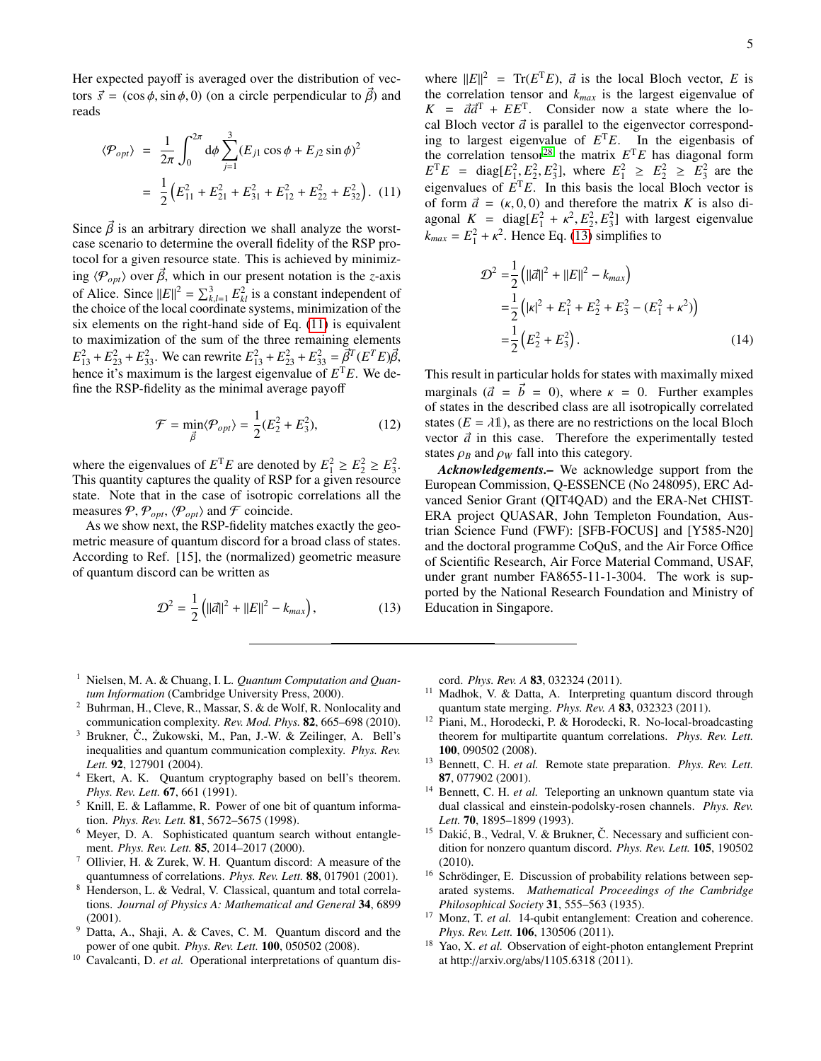Her expected payoff is averaged over the distribution of vectors $\vec{s} = (\cos\phi, \sin\phi, 0)$ (on a circle perpendicular to $\vec{\beta}$) and reads

$$\langle \mathcal{P}_{opt} \rangle = \frac{1}{2\pi} \int_0^{2\pi} \mathrm{d}\phi \sum_{j=1}^{3} (E_{j1} \cos\phi + E_{j2} \sin\phi)^2$$
$$= \frac{1}{2} \left( E_{11}^2 + E_{21}^2 + E_{31}^2 + E_{12}^2 + E_{22}^2 + E_{32}^2 \right). \quad (11)$$

Since $\vec{\beta}$ is an arbitrary direction we shall analyze the worst-case scenario to determine the overall fidelity of the RSP protocol for a given resource state. This is achieved by minimizing $\langle \mathcal{P}_{opt} \rangle$ over $\vec{\beta}$, which in our present notation is the $z$-axis of Alice. Since $\|E\|^2 = \sum_{k,l=1}^{3} E_{kl}^2$ is a constant independent of the choice of the local coordinate systems, minimization of the six elements on the right-hand side of Eq. (11) is equivalent to maximization of the sum of the three remaining elements $E_{13}^2 + E_{23}^2 + E_{33}^2$. We can rewrite $E_{13}^2 + E_{23}^2 + E_{33}^2 = \vec{\beta}^T (E^T E) \vec{\beta}$, hence it's maximum is the largest eigenvalue of $E^\mathrm{T} E$. We define the RSP-fidelity as the minimal average payoff

$$\mathcal{F} = \min_{\vec{\beta}} \langle \mathcal{P}_{opt} \rangle = \frac{1}{2} (E_2^2 + E_3^2), \quad (12)$$

where the eigenvalues of $E^\mathrm{T} E$ are denoted by $E_1^2 \geq E_2^2 \geq E_3^2$. This quantity captures the quality of RSP for a given resource state. Note that in the case of isotropic correlations all the measures $\mathcal{P}$, $\mathcal{P}_{opt}$, $\langle \mathcal{P}_{opt} \rangle$ and $\mathcal{F}$ coincide.

As we show next, the RSP-fidelity matches exactly the geometric measure of quantum discord for a broad class of states. According to Ref. [15], the (normalized) geometric measure of quantum discord can be written as

$$\mathcal{D}^2 = \frac{1}{2} \left( \|\vec{a}\|^2 + \|E\|^2 - k_{max} \right), \quad (13)$$

where $\|E\|^2 = \mathrm{Tr}(E^\mathrm{T} E)$, $\vec{a}$ is the local Bloch vector, $E$ is the correlation tensor and $k_{max}$ is the largest eigenvalue of $K = \vec{a}\vec{a}^\mathrm{T} + E E^\mathrm{T}$. Consider now a state where the local Bloch vector $\vec{a}$ is parallel to the eigenvector corresponding to largest eigenvalue of $E^\mathrm{T} E$. In the eigenbasis of the correlation tensor[28] the matrix $E^\mathrm{T} E$ has diagonal form $E^\mathrm{T} E = \mathrm{diag}[E_1^2, E_2^2, E_3^2]$, where $E_1^2 \geq E_2^2 \geq E_3^2$ are the eigenvalues of $E^\mathrm{T} E$. In this basis the local Bloch vector is of form $\vec{a} = (\kappa, 0, 0)$ and therefore the matrix $K$ is also diagonal $K = \mathrm{diag}[E_1^2 + \kappa^2, E_2^2, E_3^2]$ with largest eigenvalue $k_{max} = E_1^2 + \kappa^2$. Hence Eq. (13) simplifies to

$$\begin{aligned}
\mathcal{D}^2 &= \frac{1}{2} \left( \|\vec{a}\|^2 + \|E\|^2 - k_{max} \right) \\
&= \frac{1}{2} \left( |\kappa|^2 + E_1^2 + E_2^2 + E_3^2 - (E_1^2 + \kappa^2) \right) \\
&= \frac{1}{2} \left( E_2^2 + E_3^2 \right).
\end{aligned} \quad (14)$$

This result in particular holds for states with maximally mixed marginals ($\vec{a} = \vec{b} = 0$), where $\kappa = 0$. Further examples of states in the described class are all isotropically correlated states ($E = \lambda \mathbb{1}$), as there are no restrictions on the local Bloch vector $\vec{a}$ in this case. Therefore the experimentally tested states $\rho_B$ and $\rho_W$ fall into this category.

***Acknowledgements.–*** We acknowledge support from the European Commission, Q-ESSENCE (No 248095), ERC Advanced Senior Grant (QIT4QAD) and the ERA-Net CHIST-ERA project QUASAR, John Templeton Foundation, Austrian Science Fund (FWF): [SFB-FOCUS] and [Y585-N20] and the doctoral programme CoQuS, and the Air Force Office of Scientific Research, Air Force Material Command, USAF, under grant number FA8655-11-1-3004. The work is supported by the National Research Foundation and Ministry of Education in Singapore.

---

1. Nielsen, M. A. & Chuang, I. L. *Quantum Computation and Quantum Information* (Cambridge University Press, 2000).
2. Buhrman, H., Cleve, R., Massar, S. & de Wolf, R. Nonlocality and communication complexity. *Rev. Mod. Phys.* **82**, 665–698 (2010).
3. Brukner, Č., Żukowski, M., Pan, J.-W. & Zeilinger, A. Bell's inequalities and quantum communication complexity. *Phys. Rev. Lett.* **92**, 127901 (2004).
4. Ekert, A. K. Quantum cryptography based on bell's theorem. *Phys. Rev. Lett.* **67**, 661 (1991).
5. Knill, E. & Laflamme, R. Power of one bit of quantum information. *Phys. Rev. Lett.* **81**, 5672–5675 (1998).
6. Meyer, D. A. Sophisticated quantum search without entanglement. *Phys. Rev. Lett.* **85**, 2014–2017 (2000).
7. Ollivier, H. & Zurek, W. H. Quantum discord: A measure of the quantumness of correlations. *Phys. Rev. Lett.* **88**, 017901 (2001).
8. Henderson, L. & Vedral, V. Classical, quantum and total correlations. *Journal of Physics A: Mathematical and General* **34**, 6899 (2001).
9. Datta, A., Shaji, A. & Caves, C. M. Quantum discord and the power of one qubit. *Phys. Rev. Lett.* **100**, 050502 (2008).
10. Cavalcanti, D. *et al.* Operational interpretations of quantum discord. *Phys. Rev. A* **83**, 032324 (2011).
11. Madhok, V. & Datta, A. Interpreting quantum discord through quantum state merging. *Phys. Rev. A* **83**, 032323 (2011).
12. Piani, M., Horodecki, P. & Horodecki, R. No-local-broadcasting theorem for multipartite quantum correlations. *Phys. Rev. Lett.* **100**, 090502 (2008).
13. Bennett, C. H. *et al.* Remote state preparation. *Phys. Rev. Lett.* **87**, 077902 (2001).
14. Bennett, C. H. *et al.* Teleporting an unknown quantum state via dual classical and einstein-podolsky-rosen channels. *Phys. Rev. Lett.* **70**, 1895–1899 (1993).
15. Dakić, B., Vedral, V. & Brukner, Č. Necessary and sufficient condition for nonzero quantum discord. *Phys. Rev. Lett.* **105**, 190502 (2010).
16. Schrödinger, E. Discussion of probability relations between separated systems. *Mathematical Proceedings of the Cambridge Philosophical Society* **31**, 555–563 (1935).
17. Monz, T. *et al.* 14-qubit entanglement: Creation and coherence. *Phys. Rev. Lett.* **106**, 130506 (2011).
18. Yao, X. *et al.* Observation of eight-photon entanglement Preprint at http://arxiv.org/abs/1105.6318 (2011).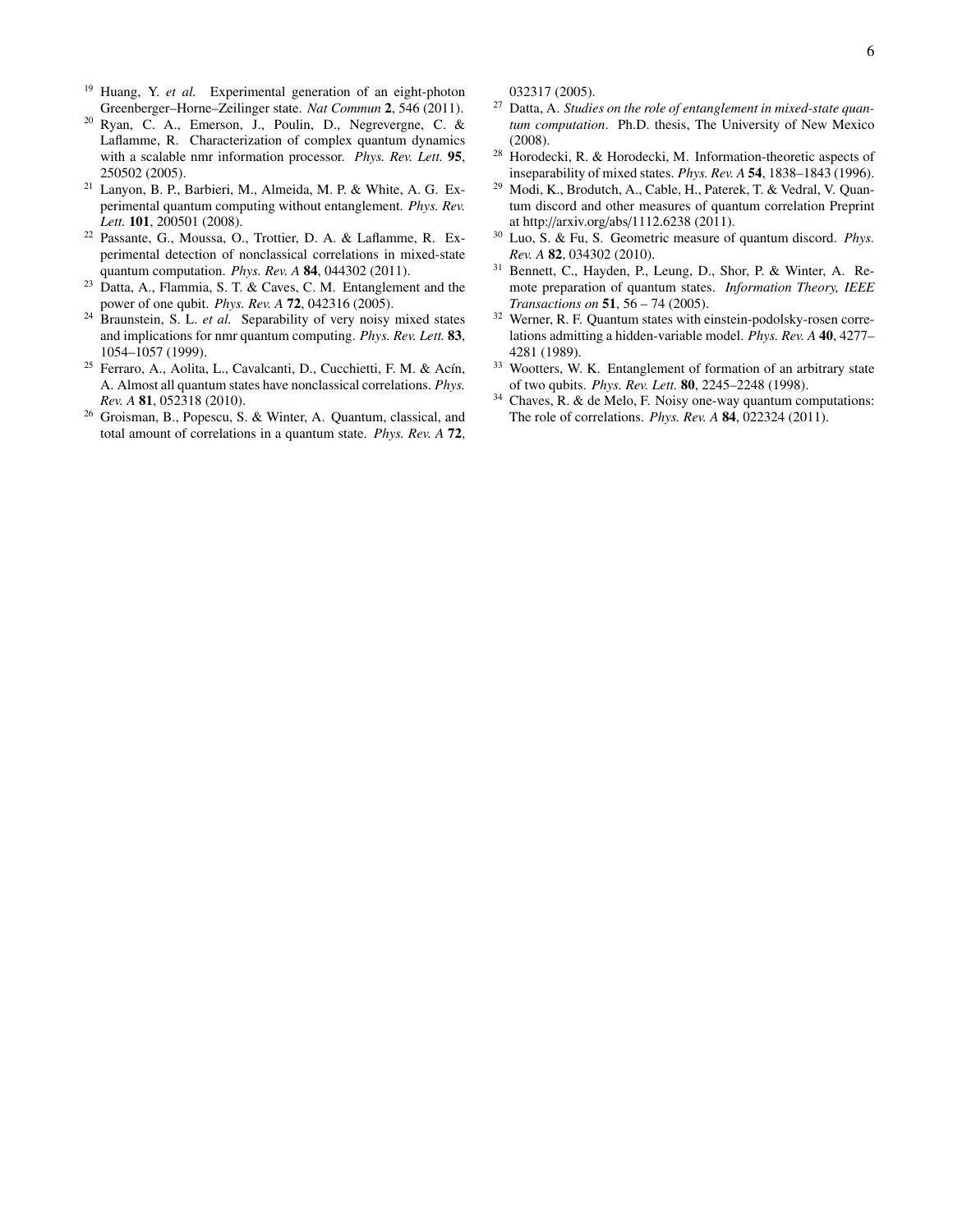[19] Huang, Y. *et al.* Experimental generation of an eight-photon Greenberger–Horne–Zeilinger state. *Nat Commun* **2**, 546 (2011).

[20] Ryan, C. A., Emerson, J., Poulin, D., Negrevergne, C. & Laflamme, R. Characterization of complex quantum dynamics with a scalable nmr information processor. *Phys. Rev. Lett.* **95**, 250502 (2005).

[21] Lanyon, B. P., Barbieri, M., Almeida, M. P. & White, A. G. Experimental quantum computing without entanglement. *Phys. Rev. Lett.* **101**, 200501 (2008).

[22] Passante, G., Moussa, O., Trottier, D. A. & Laflamme, R. Experimental detection of nonclassical correlations in mixed-state quantum computation. *Phys. Rev. A* **84**, 044302 (2011).

[23] Datta, A., Flammia, S. T. & Caves, C. M. Entanglement and the power of one qubit. *Phys. Rev. A* **72**, 042316 (2005).

[24] Braunstein, S. L. *et al.* Separability of very noisy mixed states and implications for nmr quantum computing. *Phys. Rev. Lett.* **83**, 1054–1057 (1999).

[25] Ferraro, A., Aolita, L., Cavalcanti, D., Cucchietti, F. M. & Acín, A. Almost all quantum states have nonclassical correlations. *Phys. Rev. A* **81**, 052318 (2010).

[26] Groisman, B., Popescu, S. & Winter, A. Quantum, classical, and total amount of correlations in a quantum state. *Phys. Rev. A* **72**, 032317 (2005).

[27] Datta, A. *Studies on the role of entanglement in mixed-state quantum computation*. Ph.D. thesis, The University of New Mexico (2008).

[28] Horodecki, R. & Horodecki, M. Information-theoretic aspects of inseparability of mixed states. *Phys. Rev. A* **54**, 1838–1843 (1996).

[29] Modi, K., Brodutch, A., Cable, H., Paterek, T. & Vedral, V. Quantum discord and other measures of quantum correlation Preprint at http://arxiv.org/abs/1112.6238 (2011).

[30] Luo, S. & Fu, S. Geometric measure of quantum discord. *Phys. Rev. A* **82**, 034302 (2010).

[31] Bennett, C., Hayden, P., Leung, D., Shor, P. & Winter, A. Remote preparation of quantum states. *Information Theory, IEEE Transactions on* **51**, 56 – 74 (2005).

[32] Werner, R. F. Quantum states with einstein-podolsky-rosen correlations admitting a hidden-variable model. *Phys. Rev. A* **40**, 4277–4281 (1989).

[33] Wootters, W. K. Entanglement of formation of an arbitrary state of two qubits. *Phys. Rev. Lett.* **80**, 2245–2248 (1998).

[34] Chaves, R. & de Melo, F. Noisy one-way quantum computations: The role of correlations. *Phys. Rev. A* **84**, 022324 (2011).